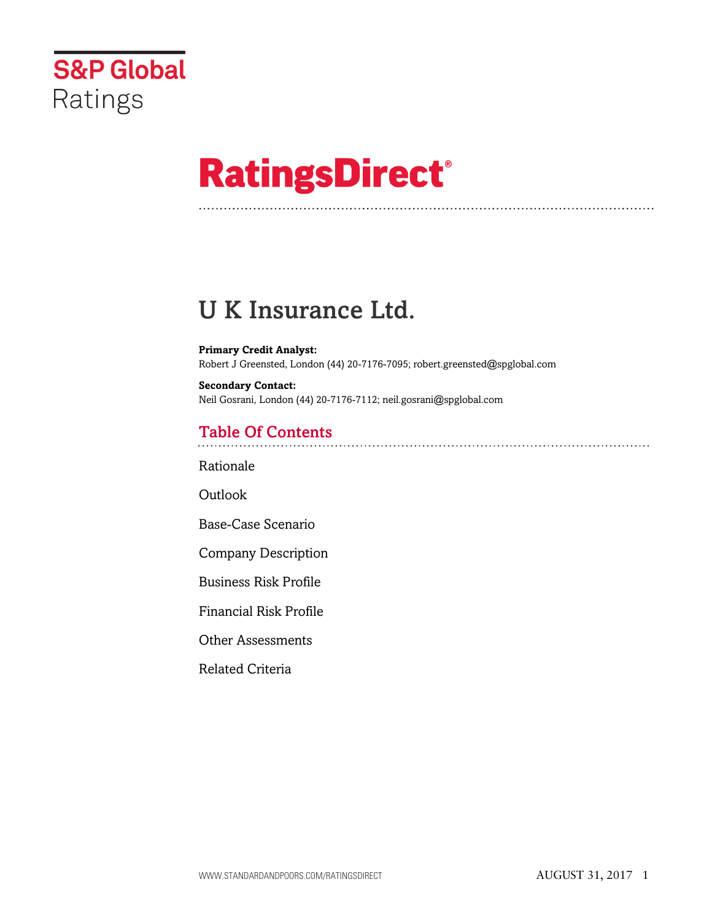S&P Global Ratings

# RatingsDirect®

## U K Insurance Ltd.

**Primary Credit Analyst:**
Robert J Greensted, London (44) 20-7176-7095; robert.greensted@spglobal.com

**Secondary Contact:**
Neil Gosrani, London (44) 20-7176-7112; neil.gosrani@spglobal.com

### Table Of Contents

Rationale

Outlook

Base-Case Scenario

Company Description

Business Risk Profile

Financial Risk Profile

Other Assessments

Related Criteria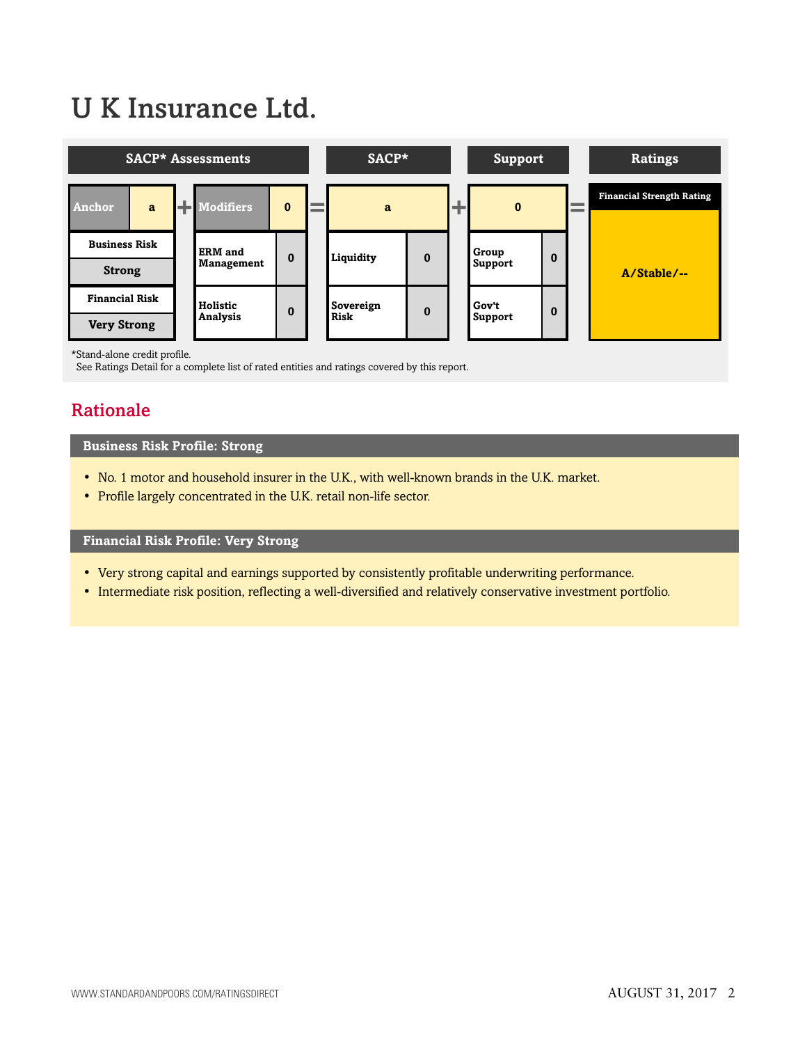# U K Insurance Ltd.

| SACP* Assessments | | | | SACP* | | Support | | Ratings |
|---|---|---|---|---|---|---|---|---|
| Anchor | a | Modifiers | 0 | a | | 0 | | Financial Strength Rating |
| Business Risk: Strong | | ERM and Management | 0 | Liquidity | 0 | Group Support | 0 | A/Stable/-- |
| Financial Risk: Very Strong | | Holistic Analysis | 0 | Sovereign Risk | 0 | Gov't Support | 0 | |

*Stand-alone credit profile.
See Ratings Detail for a complete list of rated entities and ratings covered by this report.

## Rationale

### Business Risk Profile: Strong

- No. 1 motor and household insurer in the U.K., with well-known brands in the U.K. market.
- Profile largely concentrated in the U.K. retail non-life sector.

### Financial Risk Profile: Very Strong

- Very strong capital and earnings supported by consistently profitable underwriting performance.
- Intermediate risk position, reflecting a well-diversified and relatively conservative investment portfolio.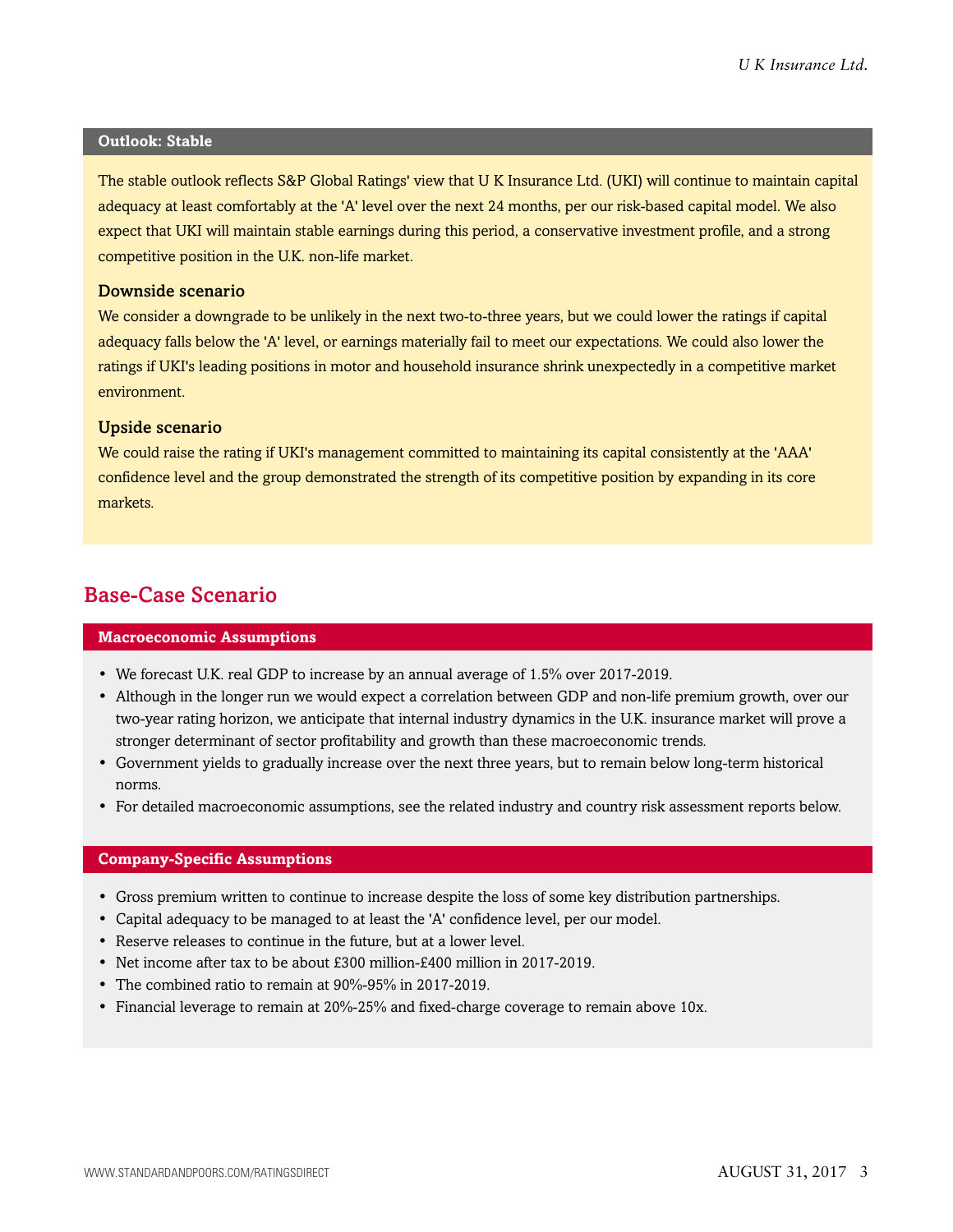### Outlook: Stable

The stable outlook reflects S&P Global Ratings' view that U K Insurance Ltd. (UKI) will continue to maintain capital adequacy at least comfortably at the 'A' level over the next 24 months, per our risk-based capital model. We also expect that UKI will maintain stable earnings during this period, a conservative investment profile, and a strong competitive position in the U.K. non-life market.

#### Downside scenario

We consider a downgrade to be unlikely in the next two-to-three years, but we could lower the ratings if capital adequacy falls below the 'A' level, or earnings materially fail to meet our expectations. We could also lower the ratings if UKI's leading positions in motor and household insurance shrink unexpectedly in a competitive market environment.

#### Upside scenario

We could raise the rating if UKI's management committed to maintaining its capital consistently at the 'AAA' confidence level and the group demonstrated the strength of its competitive position by expanding in its core markets.

## Base-Case Scenario

### Macroeconomic Assumptions

- We forecast U.K. real GDP to increase by an annual average of 1.5% over 2017-2019.
- Although in the longer run we would expect a correlation between GDP and non-life premium growth, over our two-year rating horizon, we anticipate that internal industry dynamics in the U.K. insurance market will prove a stronger determinant of sector profitability and growth than these macroeconomic trends.
- Government yields to gradually increase over the next three years, but to remain below long-term historical norms.
- For detailed macroeconomic assumptions, see the related industry and country risk assessment reports below.

### Company-Specific Assumptions

- Gross premium written to continue to increase despite the loss of some key distribution partnerships.
- Capital adequacy to be managed to at least the 'A' confidence level, per our model.
- Reserve releases to continue in the future, but at a lower level.
- Net income after tax to be about £300 million-£400 million in 2017-2019.
- The combined ratio to remain at 90%-95% in 2017-2019.
- Financial leverage to remain at 20%-25% and fixed-charge coverage to remain above 10x.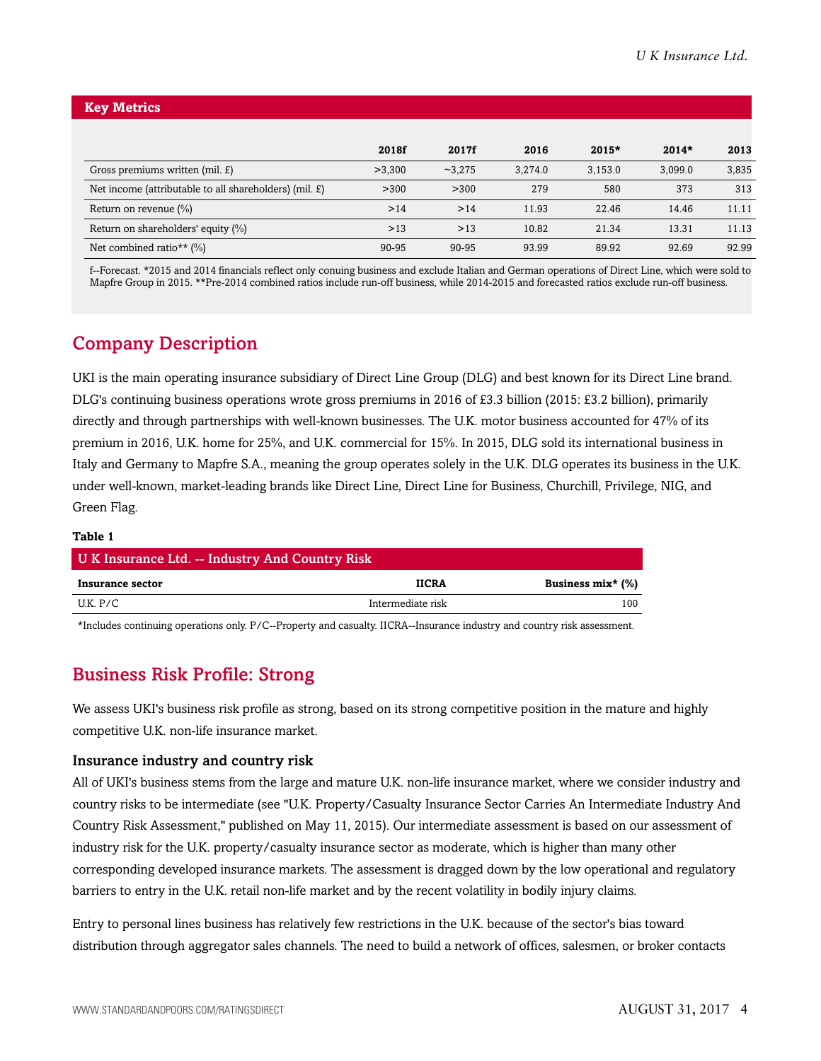## Key Metrics

| | 2018f | 2017f | 2016 | 2015* | 2014* | 2013 |
|---|---|---|---|---|---|---|
| Gross premiums written (mil. £) | >3,300 | ~3,275 | 3,274.0 | 3,153.0 | 3,099.0 | 3,835 |
| Net income (attributable to all shareholders) (mil. £) | >300 | >300 | 279 | 580 | 373 | 313 |
| Return on revenue (%) | >14 | >14 | 11.93 | 22.46 | 14.46 | 11.11 |
| Return on shareholders' equity (%) | >13 | >13 | 10.82 | 21.34 | 13.31 | 11.13 |
| Net combined ratio** (%) | 90-95 | 90-95 | 93.99 | 89.92 | 92.69 | 92.99 |

f--Forecast. *2015 and 2014 financials reflect only conuing business and exclude Italian and German operations of Direct Line, which were sold to Mapfre Group in 2015. **Pre-2014 combined ratios include run-off business, while 2014-2015 and forecasted ratios exclude run-off business.

## Company Description

UKI is the main operating insurance subsidiary of Direct Line Group (DLG) and best known for its Direct Line brand. DLG's continuing business operations wrote gross premiums in 2016 of £3.3 billion (2015: £3.2 billion), primarily directly and through partnerships with well-known businesses. The U.K. motor business accounted for 47% of its premium in 2016, U.K. home for 25%, and U.K. commercial for 15%. In 2015, DLG sold its international business in Italy and Germany to Mapfre S.A., meaning the group operates solely in the U.K. DLG operates its business in the U.K. under well-known, market-leading brands like Direct Line, Direct Line for Business, Churchill, Privilege, NIG, and Green Flag.

**Table 1**

| U K Insurance Ltd. -- Industry And Country Risk | | |
|---|---|---|
| **Insurance sector** | **IICRA** | **Business mix* (%)** |
| U.K. P/C | Intermediate risk | 100 |

*Includes continuing operations only. P/C--Property and casualty. IICRA--Insurance industry and country risk assessment.

## Business Risk Profile: Strong

We assess UKI's business risk profile as strong, based on its strong competitive position in the mature and highly competitive U.K. non-life insurance market.

### Insurance industry and country risk

All of UKI's business stems from the large and mature U.K. non-life insurance market, where we consider industry and country risks to be intermediate (see "U.K. Property/Casualty Insurance Sector Carries An Intermediate Industry And Country Risk Assessment," published on May 11, 2015). Our intermediate assessment is based on our assessment of industry risk for the U.K. property/casualty insurance sector as moderate, which is higher than many other corresponding developed insurance markets. The assessment is dragged down by the low operational and regulatory barriers to entry in the U.K. retail non-life market and by the recent volatility in bodily injury claims.

Entry to personal lines business has relatively few restrictions in the U.K. because of the sector's bias toward distribution through aggregator sales channels. The need to build a network of offices, salesmen, or broker contacts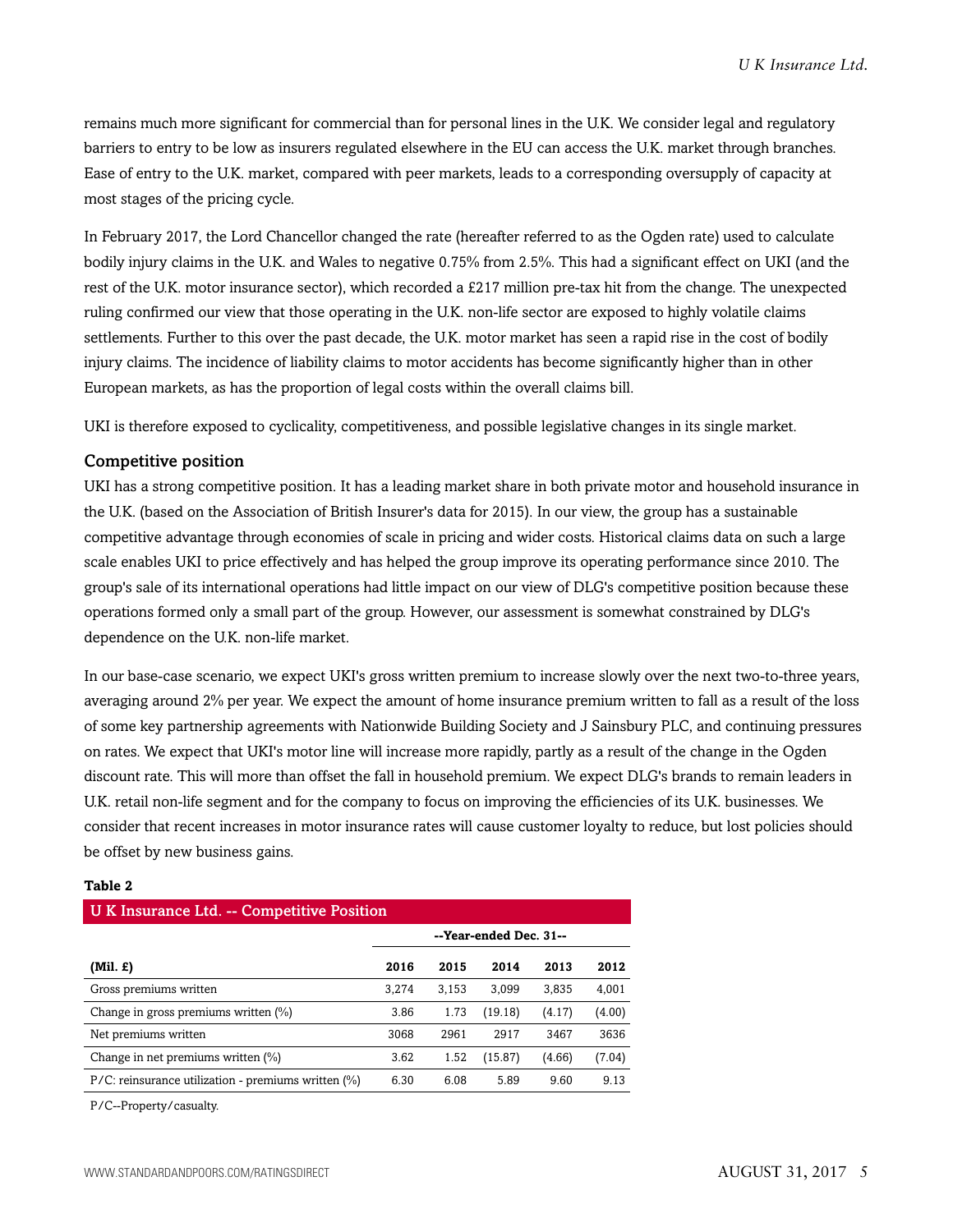remains much more significant for commercial than for personal lines in the U.K. We consider legal and regulatory barriers to entry to be low as insurers regulated elsewhere in the EU can access the U.K. market through branches. Ease of entry to the U.K. market, compared with peer markets, leads to a corresponding oversupply of capacity at most stages of the pricing cycle.

In February 2017, the Lord Chancellor changed the rate (hereafter referred to as the Ogden rate) used to calculate bodily injury claims in the U.K. and Wales to negative 0.75% from 2.5%. This had a significant effect on UKI (and the rest of the U.K. motor insurance sector), which recorded a £217 million pre-tax hit from the change. The unexpected ruling confirmed our view that those operating in the U.K. non-life sector are exposed to highly volatile claims settlements. Further to this over the past decade, the U.K. motor market has seen a rapid rise in the cost of bodily injury claims. The incidence of liability claims to motor accidents has become significantly higher than in other European markets, as has the proportion of legal costs within the overall claims bill.

UKI is therefore exposed to cyclicality, competitiveness, and possible legislative changes in its single market.

### Competitive position

UKI has a strong competitive position. It has a leading market share in both private motor and household insurance in the U.K. (based on the Association of British Insurer's data for 2015). In our view, the group has a sustainable competitive advantage through economies of scale in pricing and wider costs. Historical claims data on such a large scale enables UKI to price effectively and has helped the group improve its operating performance since 2010. The group's sale of its international operations had little impact on our view of DLG's competitive position because these operations formed only a small part of the group. However, our assessment is somewhat constrained by DLG's dependence on the U.K. non-life market.

In our base-case scenario, we expect UKI's gross written premium to increase slowly over the next two-to-three years, averaging around 2% per year. We expect the amount of home insurance premium written to fall as a result of the loss of some key partnership agreements with Nationwide Building Society and J Sainsbury PLC, and continuing pressures on rates. We expect that UKI's motor line will increase more rapidly, partly as a result of the change in the Ogden discount rate. This will more than offset the fall in household premium. We expect DLG's brands to remain leaders in U.K. retail non-life segment and for the company to focus on improving the efficiencies of its U.K. businesses. We consider that recent increases in motor insurance rates will cause customer loyalty to reduce, but lost policies should be offset by new business gains.

**Table 2**

**U K Insurance Ltd. -- Competitive Position**

| | --Year-ended Dec. 31-- | | | | |
|---|---|---|---|---|---|
| **(Mil. £)** | **2016** | **2015** | **2014** | **2013** | **2012** |
| Gross premiums written | 3,274 | 3,153 | 3,099 | 3,835 | 4,001 |
| Change in gross premiums written (%) | 3.86 | 1.73 | (19.18) | (4.17) | (4.00) |
| Net premiums written | 3068 | 2961 | 2917 | 3467 | 3636 |
| Change in net premiums written (%) | 3.62 | 1.52 | (15.87) | (4.66) | (7.04) |
| P/C: reinsurance utilization - premiums written (%) | 6.30 | 6.08 | 5.89 | 9.60 | 9.13 |

P/C--Property/casualty.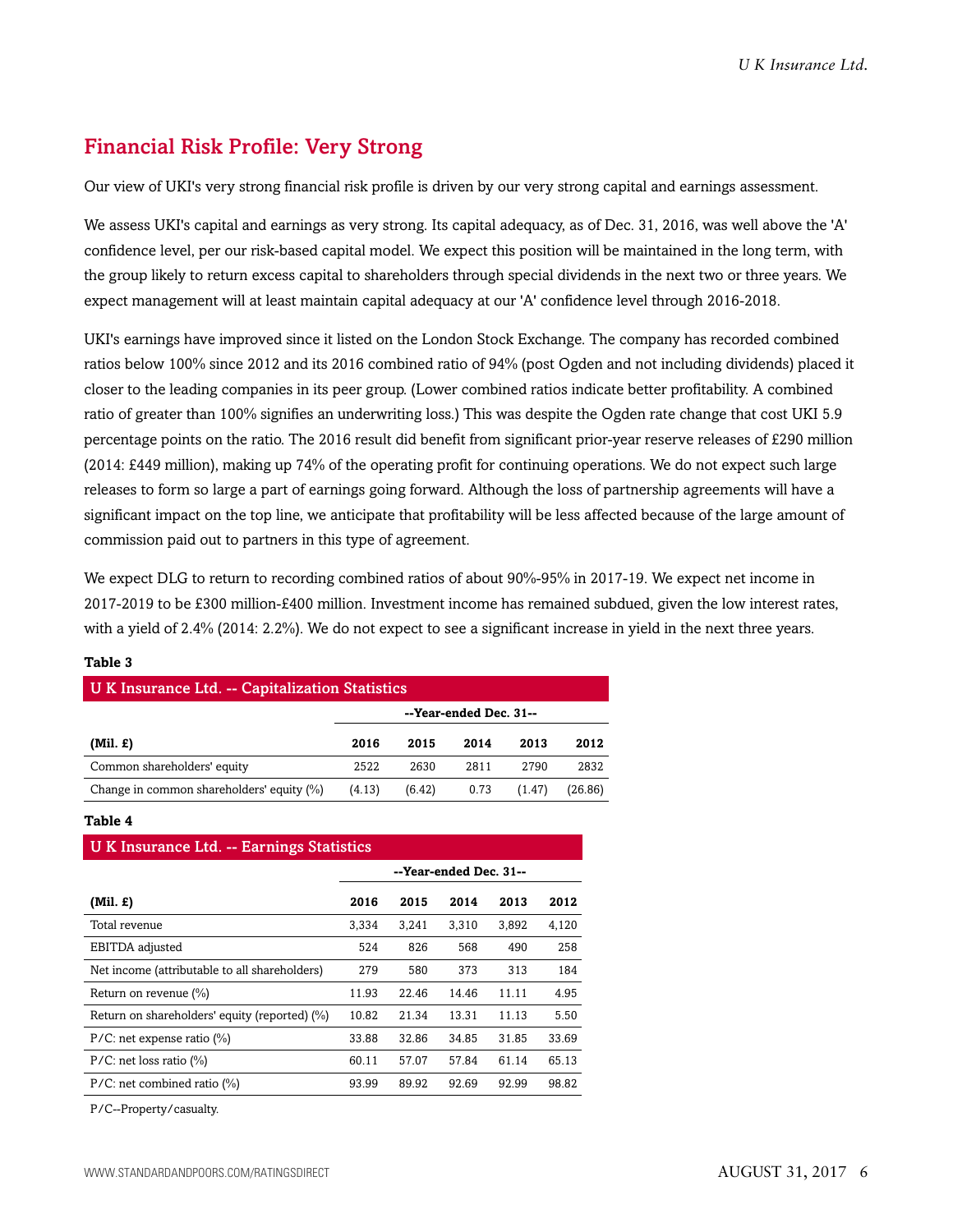## Financial Risk Profile: Very Strong

Our view of UKI's very strong financial risk profile is driven by our very strong capital and earnings assessment.

We assess UKI's capital and earnings as very strong. Its capital adequacy, as of Dec. 31, 2016, was well above the 'A' confidence level, per our risk-based capital model. We expect this position will be maintained in the long term, with the group likely to return excess capital to shareholders through special dividends in the next two or three years. We expect management will at least maintain capital adequacy at our 'A' confidence level through 2016-2018.

UKI's earnings have improved since it listed on the London Stock Exchange. The company has recorded combined ratios below 100% since 2012 and its 2016 combined ratio of 94% (post Ogden and not including dividends) placed it closer to the leading companies in its peer group. (Lower combined ratios indicate better profitability. A combined ratio of greater than 100% signifies an underwriting loss.) This was despite the Ogden rate change that cost UKI 5.9 percentage points on the ratio. The 2016 result did benefit from significant prior-year reserve releases of £290 million (2014: £449 million), making up 74% of the operating profit for continuing operations. We do not expect such large releases to form so large a part of earnings going forward. Although the loss of partnership agreements will have a significant impact on the top line, we anticipate that profitability will be less affected because of the large amount of commission paid out to partners in this type of agreement.

We expect DLG to return to recording combined ratios of about 90%-95% in 2017-19. We expect net income in 2017-2019 to be £300 million-£400 million. Investment income has remained subdued, given the low interest rates, with a yield of 2.4% (2014: 2.2%). We do not expect to see a significant increase in yield in the next three years.

**Table 3**

**U K Insurance Ltd. -- Capitalization Statistics**

| | --Year-ended Dec. 31-- | | | | |
|---|---|---|---|---|---|
| **(Mil. £)** | **2016** | **2015** | **2014** | **2013** | **2012** |
| Common shareholders' equity | 2522 | 2630 | 2811 | 2790 | 2832 |
| Change in common shareholders' equity (%) | (4.13) | (6.42) | 0.73 | (1.47) | (26.86) |

**Table 4**

**U K Insurance Ltd. -- Earnings Statistics**

| | --Year-ended Dec. 31-- | | | | |
|---|---|---|---|---|---|
| **(Mil. £)** | **2016** | **2015** | **2014** | **2013** | **2012** |
| Total revenue | 3,334 | 3,241 | 3,310 | 3,892 | 4,120 |
| EBITDA adjusted | 524 | 826 | 568 | 490 | 258 |
| Net income (attributable to all shareholders) | 279 | 580 | 373 | 313 | 184 |
| Return on revenue (%) | 11.93 | 22.46 | 14.46 | 11.11 | 4.95 |
| Return on shareholders' equity (reported) (%) | 10.82 | 21.34 | 13.31 | 11.13 | 5.50 |
| P/C: net expense ratio (%) | 33.88 | 32.86 | 34.85 | 31.85 | 33.69 |
| P/C: net loss ratio (%) | 60.11 | 57.07 | 57.84 | 61.14 | 65.13 |
| P/C: net combined ratio (%) | 93.99 | 89.92 | 92.69 | 92.99 | 98.82 |

P/C--Property/casualty.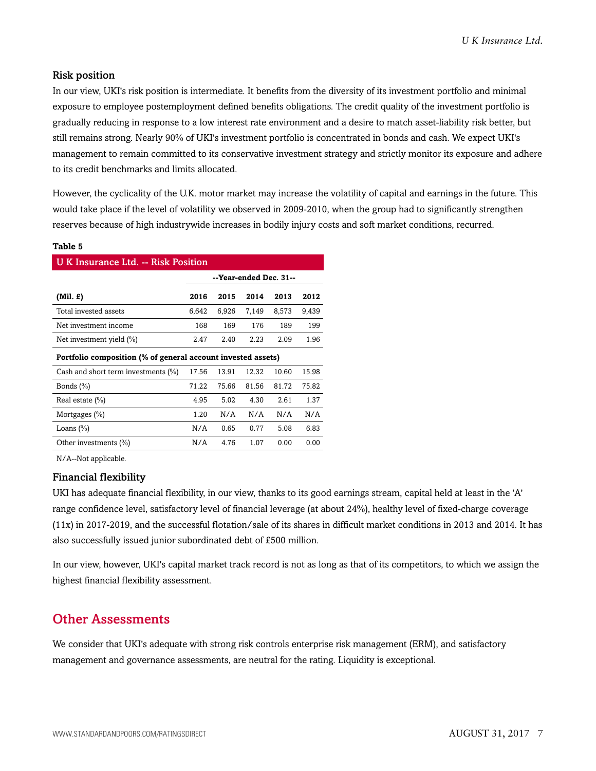### Risk position

In our view, UKI's risk position is intermediate. It benefits from the diversity of its investment portfolio and minimal exposure to employee postemployment defined benefits obligations. The credit quality of the investment portfolio is gradually reducing in response to a low interest rate environment and a desire to match asset-liability risk better, but still remains strong. Nearly 90% of UKI's investment portfolio is concentrated in bonds and cash. We expect UKI's management to remain committed to its conservative investment strategy and strictly monitor its exposure and adhere to its credit benchmarks and limits allocated.

However, the cyclicality of the U.K. motor market may increase the volatility of capital and earnings in the future. This would take place if the level of volatility we observed in 2009-2010, when the group had to significantly strengthen reserves because of high industrywide increases in bodily injury costs and soft market conditions, recurred.

**Table 5**

| U K Insurance Ltd. -- Risk Position | | | | | |
|---|---|---|---|---|---|
| | --Year-ended Dec. 31-- | | | | |
| **(Mil. £)** | **2016** | **2015** | **2014** | **2013** | **2012** |
| Total invested assets | 6,642 | 6,926 | 7,149 | 8,573 | 9,439 |
| Net investment income | 168 | 169 | 176 | 189 | 199 |
| Net investment yield (%) | 2.47 | 2.40 | 2.23 | 2.09 | 1.96 |
| **Portfolio composition (% of general account invested assets)** | | | | | |
| Cash and short term investments (%) | 17.56 | 13.91 | 12.32 | 10.60 | 15.98 |
| Bonds (%) | 71.22 | 75.66 | 81.56 | 81.72 | 75.82 |
| Real estate (%) | 4.95 | 5.02 | 4.30 | 2.61 | 1.37 |
| Mortgages (%) | 1.20 | N/A | N/A | N/A | N/A |
| Loans (%) | N/A | 0.65 | 0.77 | 5.08 | 6.83 |
| Other investments (%) | N/A | 4.76 | 1.07 | 0.00 | 0.00 |

N/A--Not applicable.

### Financial flexibility

UKI has adequate financial flexibility, in our view, thanks to its good earnings stream, capital held at least in the 'A' range confidence level, satisfactory level of financial leverage (at about 24%), healthy level of fixed-charge coverage (11x) in 2017-2019, and the successful flotation/sale of its shares in difficult market conditions in 2013 and 2014. It has also successfully issued junior subordinated debt of £500 million.

In our view, however, UKI's capital market track record is not as long as that of its competitors, to which we assign the highest financial flexibility assessment.

## Other Assessments

We consider that UKI's adequate with strong risk controls enterprise risk management (ERM), and satisfactory management and governance assessments, are neutral for the rating. Liquidity is exceptional.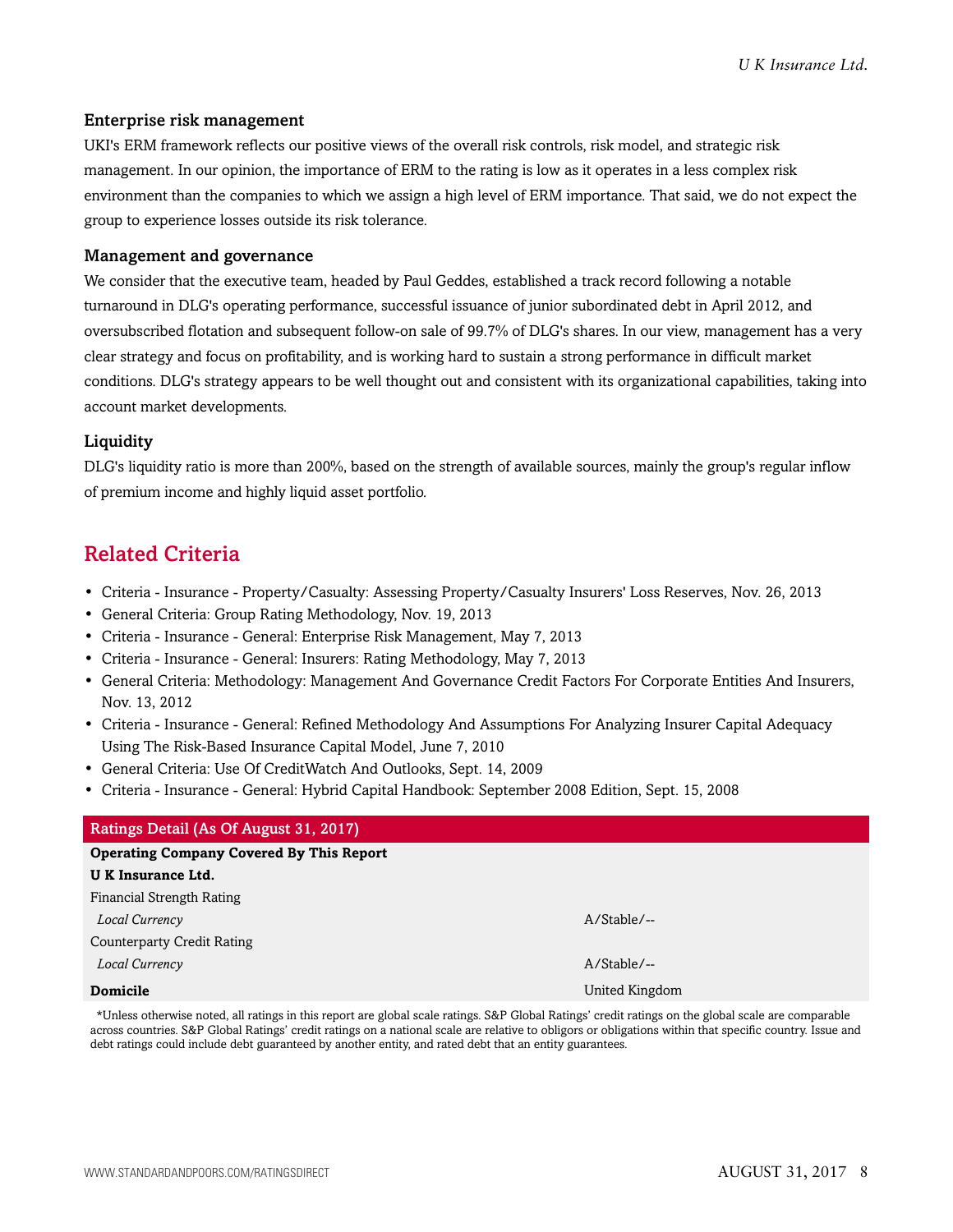### Enterprise risk management

UKI's ERM framework reflects our positive views of the overall risk controls, risk model, and strategic risk management. In our opinion, the importance of ERM to the rating is low as it operates in a less complex risk environment than the companies to which we assign a high level of ERM importance. That said, we do not expect the group to experience losses outside its risk tolerance.

### Management and governance

We consider that the executive team, headed by Paul Geddes, established a track record following a notable turnaround in DLG's operating performance, successful issuance of junior subordinated debt in April 2012, and oversubscribed flotation and subsequent follow-on sale of 99.7% of DLG's shares. In our view, management has a very clear strategy and focus on profitability, and is working hard to sustain a strong performance in difficult market conditions. DLG's strategy appears to be well thought out and consistent with its organizational capabilities, taking into account market developments.

### Liquidity

DLG's liquidity ratio is more than 200%, based on the strength of available sources, mainly the group's regular inflow of premium income and highly liquid asset portfolio.

## Related Criteria

- Criteria - Insurance - Property/Casualty: Assessing Property/Casualty Insurers' Loss Reserves, Nov. 26, 2013
- General Criteria: Group Rating Methodology, Nov. 19, 2013
- Criteria - Insurance - General: Enterprise Risk Management, May 7, 2013
- Criteria - Insurance - General: Insurers: Rating Methodology, May 7, 2013
- General Criteria: Methodology: Management And Governance Credit Factors For Corporate Entities And Insurers, Nov. 13, 2012
- Criteria - Insurance - General: Refined Methodology And Assumptions For Analyzing Insurer Capital Adequacy Using The Risk-Based Insurance Capital Model, June 7, 2010
- General Criteria: Use Of CreditWatch And Outlooks, Sept. 14, 2009
- Criteria - Insurance - General: Hybrid Capital Handbook: September 2008 Edition, Sept. 15, 2008

| Ratings Detail (As Of August 31, 2017) | |
|---|---|
| **Operating Company Covered By This Report** | |
| **U K Insurance Ltd.** | |
| Financial Strength Rating | |
| *Local Currency* | A/Stable/-- |
| Counterparty Credit Rating | |
| *Local Currency* | A/Stable/-- |
| **Domicile** | United Kingdom |

*Unless otherwise noted, all ratings in this report are global scale ratings. S&P Global Ratings' credit ratings on the global scale are comparable across countries. S&P Global Ratings' credit ratings on a national scale are relative to obligors or obligations within that specific country. Issue and debt ratings could include debt guaranteed by another entity, and rated debt that an entity guarantees.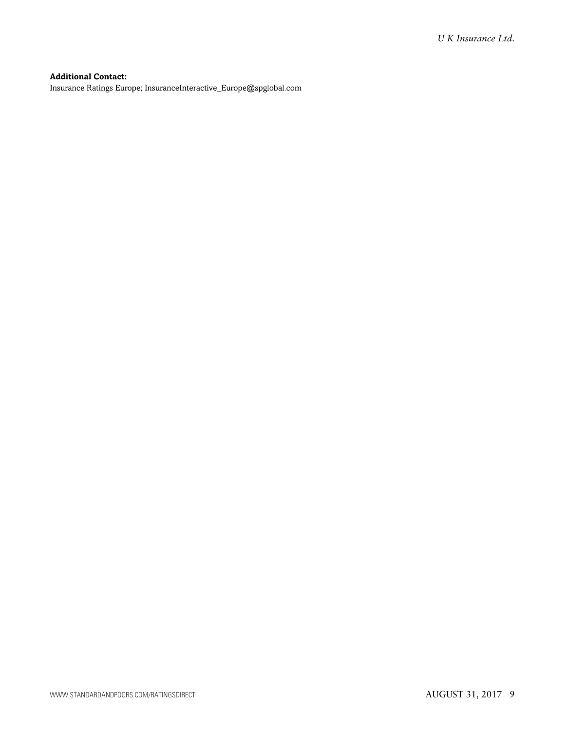**Additional Contact:**

Insurance Ratings Europe; InsuranceInteractive_Europe@spglobal.com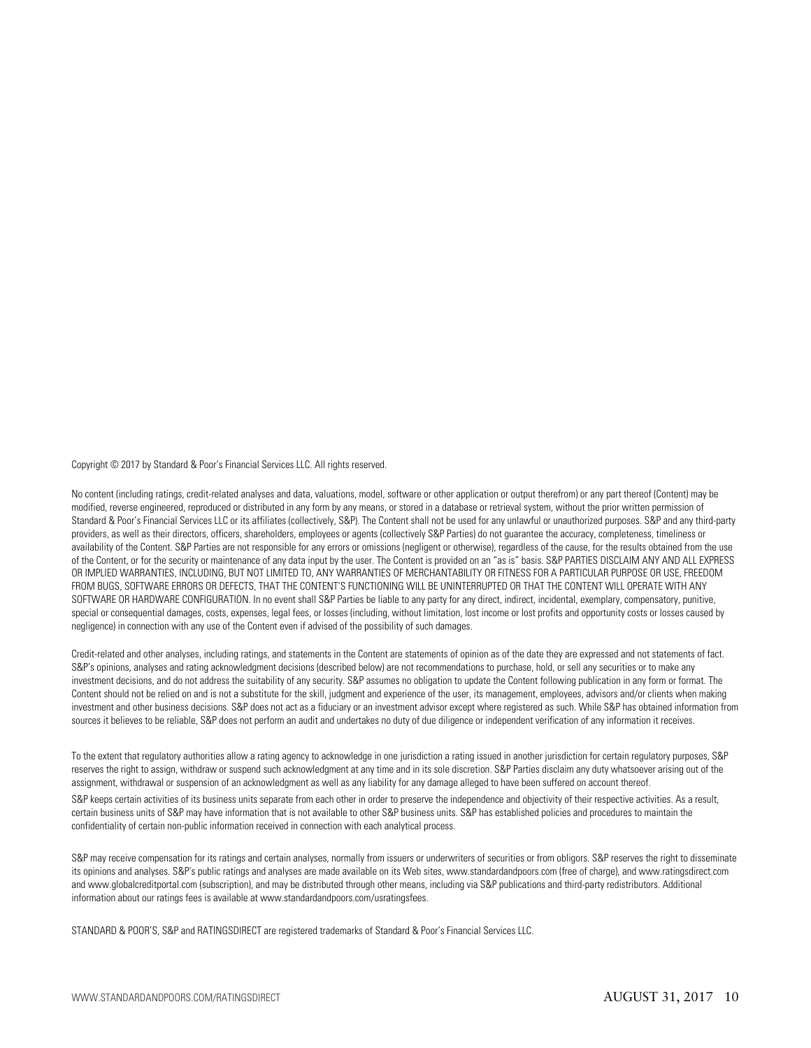Copyright © 2017 by Standard & Poor's Financial Services LLC. All rights reserved.

No content (including ratings, credit-related analyses and data, valuations, model, software or other application or output therefrom) or any part thereof (Content) may be modified, reverse engineered, reproduced or distributed in any form by any means, or stored in a database or retrieval system, without the prior written permission of Standard & Poor's Financial Services LLC or its affiliates (collectively, S&P). The Content shall not be used for any unlawful or unauthorized purposes. S&P and any third-party providers, as well as their directors, officers, shareholders, employees or agents (collectively S&P Parties) do not guarantee the accuracy, completeness, timeliness or availability of the Content. S&P Parties are not responsible for any errors or omissions (negligent or otherwise), regardless of the cause, for the results obtained from the use of the Content, or for the security or maintenance of any data input by the user. The Content is provided on an "as is" basis. S&P PARTIES DISCLAIM ANY AND ALL EXPRESS OR IMPLIED WARRANTIES, INCLUDING, BUT NOT LIMITED TO, ANY WARRANTIES OF MERCHANTABILITY OR FITNESS FOR A PARTICULAR PURPOSE OR USE, FREEDOM FROM BUGS, SOFTWARE ERRORS OR DEFECTS, THAT THE CONTENT'S FUNCTIONING WILL BE UNINTERRUPTED OR THAT THE CONTENT WILL OPERATE WITH ANY SOFTWARE OR HARDWARE CONFIGURATION. In no event shall S&P Parties be liable to any party for any direct, indirect, incidental, exemplary, compensatory, punitive, special or consequential damages, costs, expenses, legal fees, or losses (including, without limitation, lost income or lost profits and opportunity costs or losses caused by negligence) in connection with any use of the Content even if advised of the possibility of such damages.

Credit-related and other analyses, including ratings, and statements in the Content are statements of opinion as of the date they are expressed and not statements of fact. S&P's opinions, analyses and rating acknowledgment decisions (described below) are not recommendations to purchase, hold, or sell any securities or to make any investment decisions, and do not address the suitability of any security. S&P assumes no obligation to update the Content following publication in any form or format. The Content should not be relied on and is not a substitute for the skill, judgment and experience of the user, its management, employees, advisors and/or clients when making investment and other business decisions. S&P does not act as a fiduciary or an investment advisor except where registered as such. While S&P has obtained information from sources it believes to be reliable, S&P does not perform an audit and undertakes no duty of due diligence or independent verification of any information it receives.

To the extent that regulatory authorities allow a rating agency to acknowledge in one jurisdiction a rating issued in another jurisdiction for certain regulatory purposes, S&P reserves the right to assign, withdraw or suspend such acknowledgment at any time and in its sole discretion. S&P Parties disclaim any duty whatsoever arising out of the assignment, withdrawal or suspension of an acknowledgment as well as any liability for any damage alleged to have been suffered on account thereof.

S&P keeps certain activities of its business units separate from each other in order to preserve the independence and objectivity of their respective activities. As a result, certain business units of S&P may have information that is not available to other S&P business units. S&P has established policies and procedures to maintain the confidentiality of certain non-public information received in connection with each analytical process.

S&P may receive compensation for its ratings and certain analyses, normally from issuers or underwriters of securities or from obligors. S&P reserves the right to disseminate its opinions and analyses. S&P's public ratings and analyses are made available on its Web sites, www.standardandpoors.com (free of charge), and www.ratingsdirect.com and www.globalcreditportal.com (subscription), and may be distributed through other means, including via S&P publications and third-party redistributors. Additional information about our ratings fees is available at www.standardandpoors.com/usratingsfees.

STANDARD & POOR'S, S&P and RATINGSDIRECT are registered trademarks of Standard & Poor's Financial Services LLC.